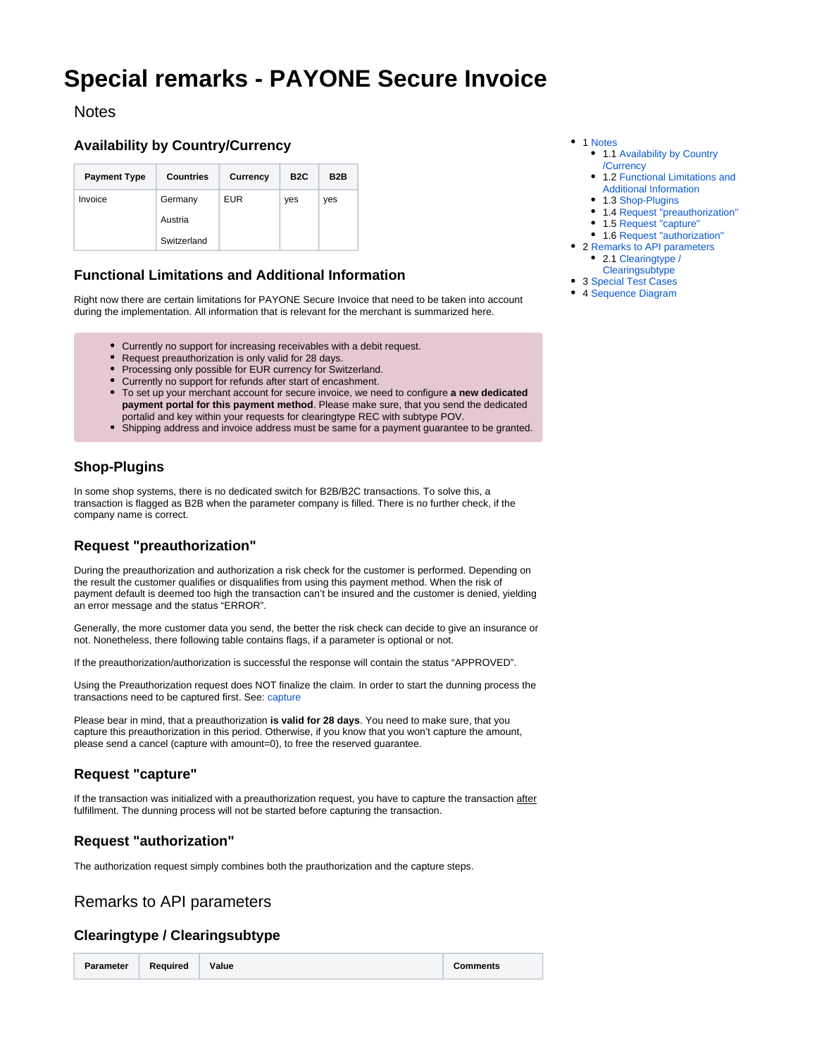# Special remarks - PAYONE Secure Invoice

## Notes

- 1 Notes
  - 1.1 Availability by Country /Currency
  - 1.2 Functional Limitations and Additional Information
  - 1.3 Shop-Plugins
  - 1.4 Request "preauthorization"
  - 1.5 Request "capture"
  - 1.6 Request "authorization"
- 2 Remarks to API parameters
  - 2.1 Clearingtype / Clearingsubtype
- 3 Special Test Cases
- 4 Sequence Diagram

### Availability by Country/Currency

| Payment Type | Countries | Currency | B2C | B2B |
|---|---|---|---|---|
| Invoice | Germany<br>Austria<br>Switzerland | EUR | yes | yes |

### Functional Limitations and Additional Information

Right now there are certain limitations for PAYONE Secure Invoice that need to be taken into account during the implementation. All information that is relevant for the merchant is summarized here.

- Currently no support for increasing receivables with a debit request.
- Request preauthorization is only valid for 28 days.
- Processing only possible for EUR currency for Switzerland.
- Currently no support for refunds after start of encashment.
- To set up your merchant account for secure invoice, we need to configure **a new dedicated payment portal for this payment method**. Please make sure, that you send the dedicated portalid and key within your requests for clearingtype REC with subtype POV.
- Shipping address and invoice address must be same for a payment guarantee to be granted.

### Shop-Plugins

In some shop systems, there is no dedicated switch for B2B/B2C transactions. To solve this, a transaction is flagged as B2B when the parameter company is filled. There is no further check, if the company name is correct.

### Request "preauthorization"

During the preauthorization and authorization a risk check for the customer is performed. Depending on the result the customer qualifies or disqualifies from using this payment method. When the risk of payment default is deemed too high the transaction can't be insured and the customer is denied, yielding an error message and the status "ERROR".

Generally, the more customer data you send, the better the risk check can decide to give an insurance or not. Nonetheless, there following table contains flags, if a parameter is optional or not.

If the preauthorization/authorization is successful the response will contain the status "APPROVED".

Using the Preauthorization request does NOT finalize the claim. In order to start the dunning process the transactions need to be captured first. See: capture

Please bear in mind, that a preauthorization **is valid for 28 days**. You need to make sure, that you capture this preauthorization in this period. Otherwise, if you know that you won't capture the amount, please send a cancel (capture with amount=0), to free the reserved guarantee.

### Request "capture"

If the transaction was initialized with a preauthorization request, you have to capture the transaction after fulfillment. The dunning process will not be started before capturing the transaction.

### Request "authorization"

The authorization request simply combines both the prauthorization and the capture steps.

## Remarks to API parameters

### Clearingtype / Clearingsubtype

| Parameter | Required | Value | Comments |
|---|---|---|---|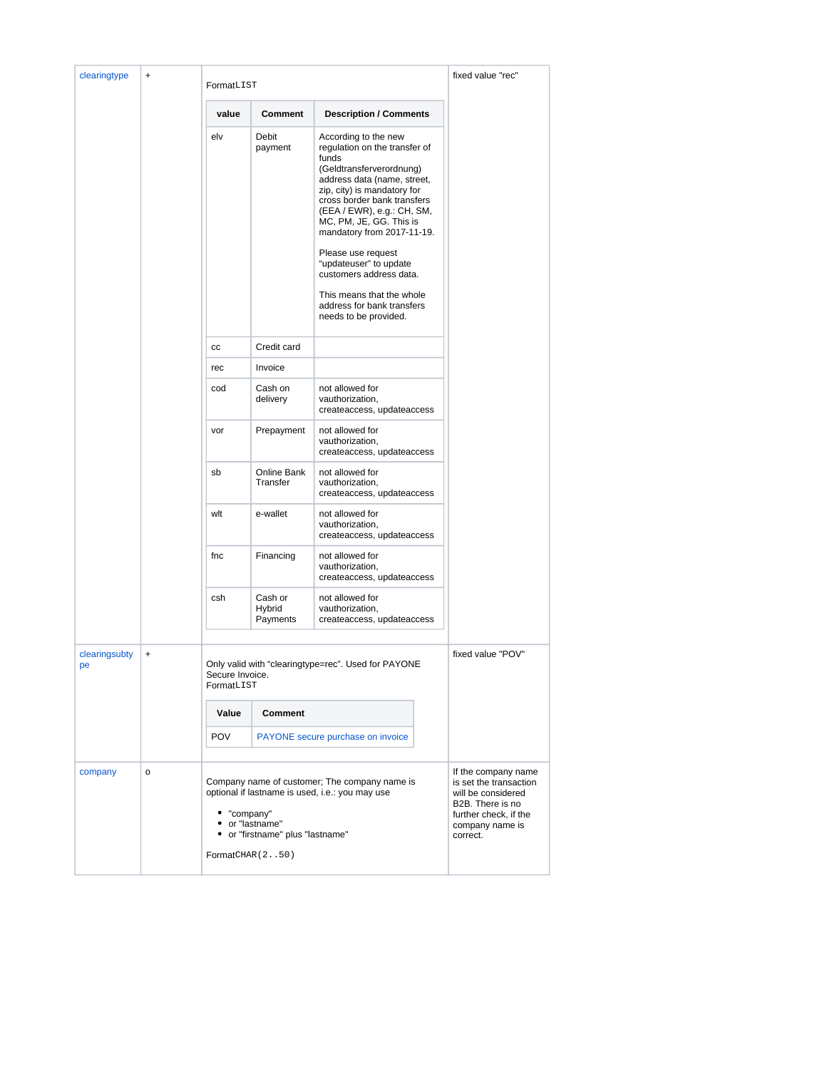| | | | |
|---|---|---|---|
| clearingtype | + | FormatLIST<br><br>**value** / **Comment** / **Description / Comments**<br>elv / Debit payment / According to the new regulation on the transfer of funds (Geldtransferverordnung) address data (name, street, zip, city) is mandatory for cross border bank transfers (EEA / EWR), e.g.: CH, SM, MC, PM, JE, GG. This is mandatory from 2017-11-19. Please use request “updateuser” to update customers address data. This means that the whole address for bank transfers needs to be provided.<br>cc / Credit card /<br>rec / Invoice /<br>cod / Cash on delivery / not allowed for vauthorization, createaccess, updateaccess<br>vor / Prepayment / not allowed for vauthorization, createaccess, updateaccess<br>sb / Online Bank Transfer / not allowed for vauthorization, createaccess, updateaccess<br>wlt / e-wallet / not allowed for vauthorization, createaccess, updateaccess<br>fnc / Financing / not allowed for vauthorization, createaccess, updateaccess<br>csh / Cash or Hybrid Payments / not allowed for vauthorization, createaccess, updateaccess | fixed value "rec" |
| clearingsubtype | + | Only valid with “clearingtype=rec”. Used for PAYONE Secure Invoice.<br>FormatLIST<br><br>**Value** / **Comment**<br>POV / PAYONE secure purchase on invoice | fixed value "POV" |
| company | o | Company name of customer; The company name is optional if lastname is used, i.e.: you may use<br>• "company"<br>• or "lastname"<br>• or "firstname" plus "lastname"<br><br>FormatCHAR(2..50) | If the company name is set the transaction will be considered B2B. There is no further check, if the company name is correct. |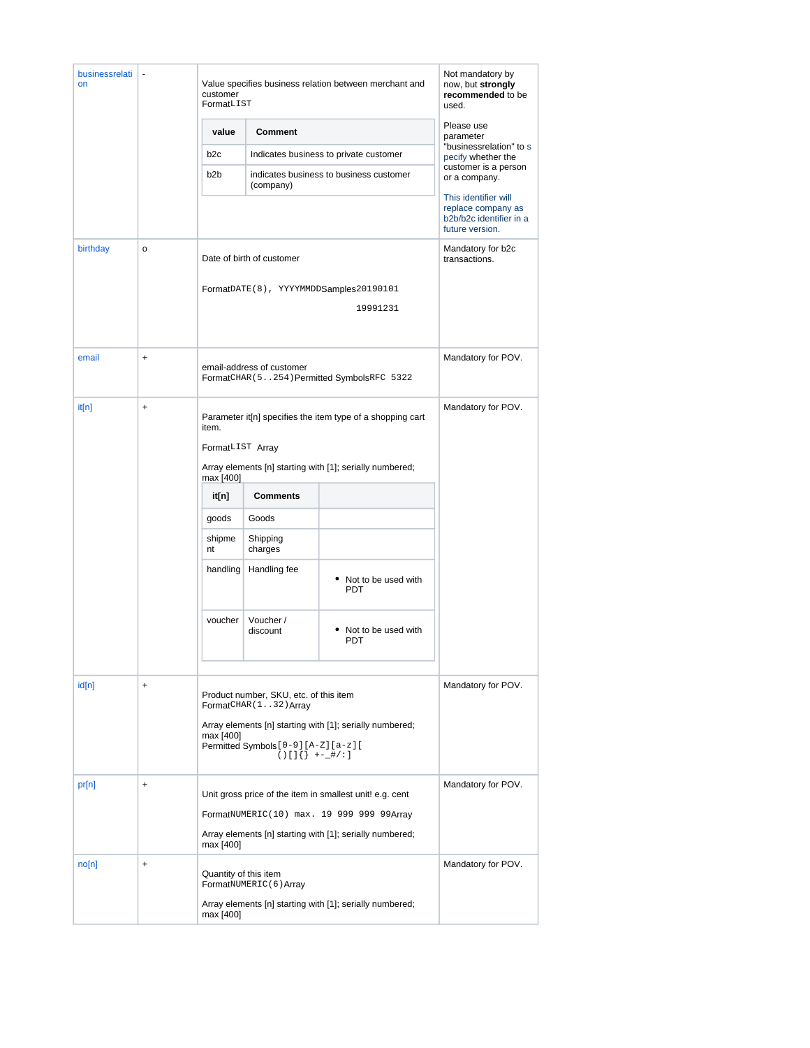| | | | |
|---|---|---|---|
| businessrelation | - | Value specifies business relation between merchant and customer<br>FormatLIST<br><br>**value** / **Comment**<br>b2c: Indicates business to private customer<br>b2b: indicates business to business customer (company) | Not mandatory by now, but **strongly recommended** to be used.<br><br>Please use parameter "businessrelation" to specify whether the customer is a person or a company.<br><br>This identifier will replace company as b2b/b2c identifier in a future version. |
| birthday | o | Date of birth of customer<br><br>FormatDATE(8), YYYYMMDDSamples20190101<br>19991231 | Mandatory for b2c transactions. |
| email | + | email-address of customer<br>FormatCHAR(5..254)Permitted SymbolsRFC 5322 | Mandatory for POV. |
| it[n] | + | Parameter it[n] specifies the item type of a shopping cart item.<br><br>FormatLIST Array<br><br>Array elements [n] starting with [1]; serially numbered; max [400]<br><br>**it[n]** / **Comments**<br>goods: Goods<br>shipment: Shipping charges<br>handling: Handling fee — Not to be used with PDT<br>voucher: Voucher / discount — Not to be used with PDT | Mandatory for POV. |
| id[n] | + | Product number, SKU, etc. of this item<br>FormatCHAR(1..32)Array<br><br>Array elements [n] starting with [1]; serially numbered; max [400]<br>Permitted Symbols[0-9][A-Z][a-z][ ()[]{} +-_#/:] | Mandatory for POV. |
| pr[n] | + | Unit gross price of the item in smallest unit! e.g. cent<br><br>FormatNUMERIC(10) max. 19 999 999 99Array<br><br>Array elements [n] starting with [1]; serially numbered; max [400] | Mandatory for POV. |
| no[n] | + | Quantity of this item<br>FormatNUMERIC(6)Array<br><br>Array elements [n] starting with [1]; serially numbered; max [400] | Mandatory for POV. |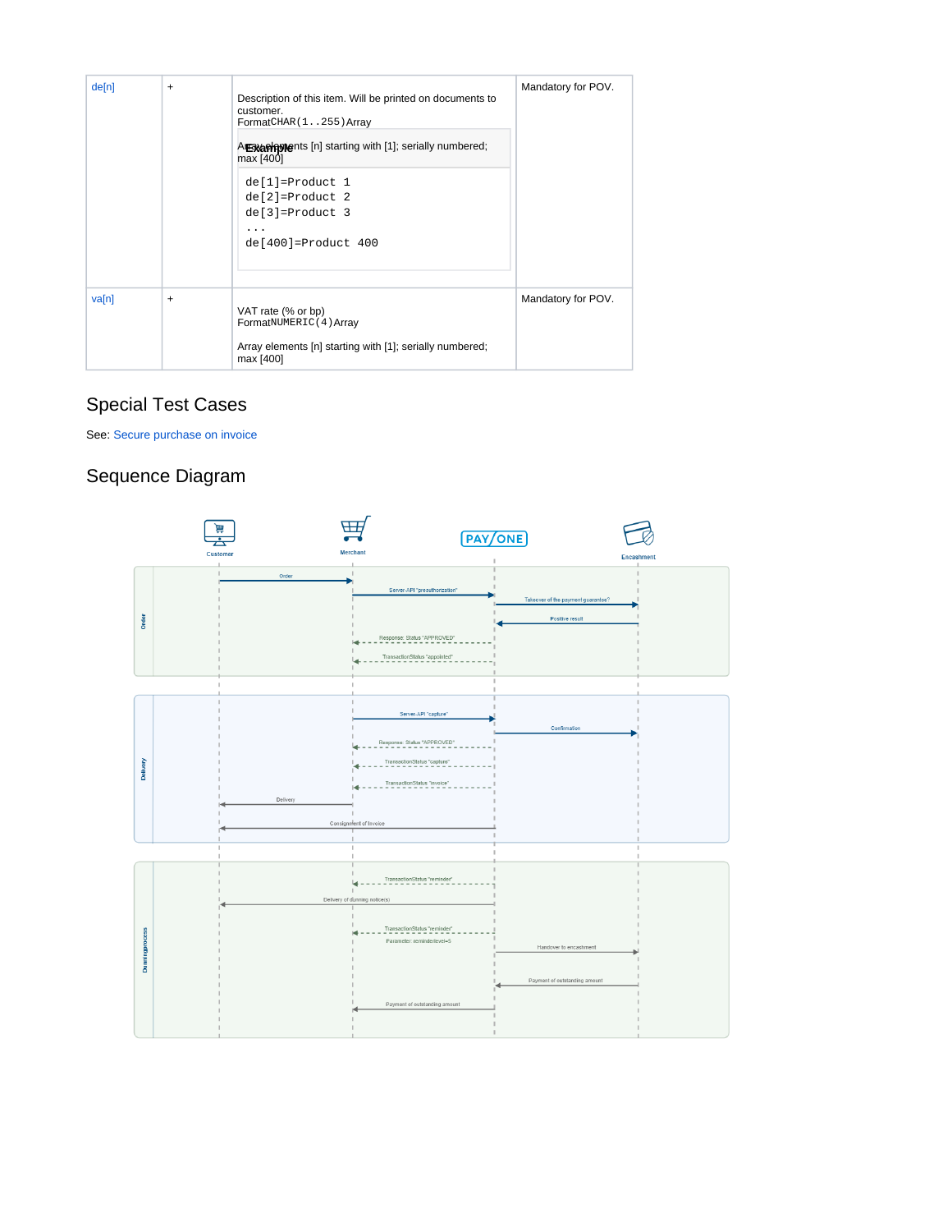| | | | |
|---|---|---|---|
| de[n] | + | Description of this item. Will be printed on documents to customer.<br>Format CHAR(1..255) Array<br><br>Array elements [n] starting with [1]; serially numbered; max [400]<br><br>**Example**<br>`de[1]=Product 1`<br>`de[2]=Product 2`<br>`de[3]=Product 3`<br>`...`<br>`de[400]=Product 400` | Mandatory for POV. |
| va[n] | + | VAT rate (% or bp)<br>Format NUMERIC(4) Array<br><br>Array elements [n] starting with [1]; serially numbered; max [400] | Mandatory for POV. |

## Special Test Cases

See: Secure purchase on invoice

## Sequence Diagram

Customer
Merchant
PAY/ONE
Encashment

Order
Order
Server-API "preauthorization"
Takeover of the payment guarantee?
Positive result
Response: Status "APPROVED"
TransactionStatus "appointed"

Delivery
Server-API "capture"
Confirmation
Response: Status "APPROVED"
TransactionStatus "capture"
TransactionStatus "invoice"
Delivery
Consignment of Invoice

Dunningprocess
TransactionStatus "reminder"
Delivery of dunning notice(s)
TransactionStatus "reminder"
Parameter: reminderlevel=5
Handover to encashment
Payment of outstanding amount
Payment of outstanding amount